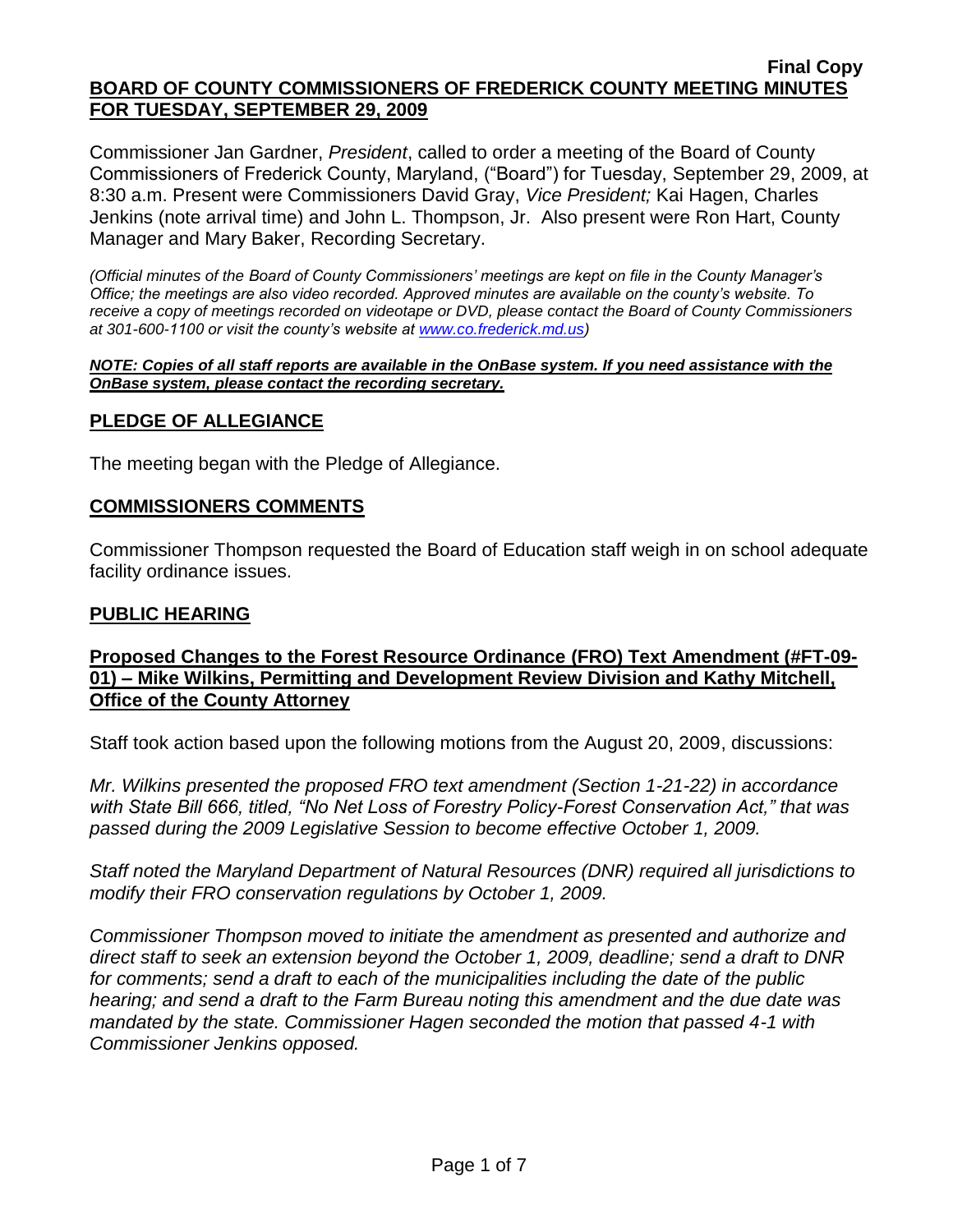**Final Copy**

# BOARD OF COUNTY COMMISSIONERS OF FREDERICK COUNTY MEETING MINUTES FOR TUESDAY, SEPTEMBER 29, 2009

Commissioner Jan Gardner, *President*, called to order a meeting of the Board of County Commissioners of Frederick County, Maryland, ("Board") for Tuesday, September 29, 2009, at 8:30 a.m. Present were Commissioners David Gray, *Vice President;* Kai Hagen, Charles Jenkins (note arrival time) and John L. Thompson, Jr. Also present were Ron Hart, County Manager and Mary Baker, Recording Secretary.

*(Official minutes of the Board of County Commissioners' meetings are kept on file in the County Manager's Office; the meetings are also video recorded. Approved minutes are available on the county's website. To receive a copy of meetings recorded on videotape or DVD, please contact the Board of County Commissioners at 301-600-1100 or visit the county's website at www.co.frederick.md.us)*

***NOTE: Copies of all staff reports are available in the OnBase system. If you need assistance with the OnBase system, please contact the recording secretary.***

## PLEDGE OF ALLEGIANCE

The meeting began with the Pledge of Allegiance.

## COMMISSIONERS COMMENTS

Commissioner Thompson requested the Board of Education staff weigh in on school adequate facility ordinance issues.

## PUBLIC HEARING

### Proposed Changes to the Forest Resource Ordinance (FRO) Text Amendment (#FT-09-01) – Mike Wilkins, Permitting and Development Review Division and Kathy Mitchell, Office of the County Attorney

Staff took action based upon the following motions from the August 20, 2009, discussions:

*Mr. Wilkins presented the proposed FRO text amendment (Section 1-21-22) in accordance with State Bill 666, titled, "No Net Loss of Forestry Policy-Forest Conservation Act," that was passed during the 2009 Legislative Session to become effective October 1, 2009.*

*Staff noted the Maryland Department of Natural Resources (DNR) required all jurisdictions to modify their FRO conservation regulations by October 1, 2009.*

*Commissioner Thompson moved to initiate the amendment as presented and authorize and direct staff to seek an extension beyond the October 1, 2009, deadline; send a draft to DNR for comments; send a draft to each of the municipalities including the date of the public hearing; and send a draft to the Farm Bureau noting this amendment and the due date was mandated by the state. Commissioner Hagen seconded the motion that passed 4-1 with Commissioner Jenkins opposed.*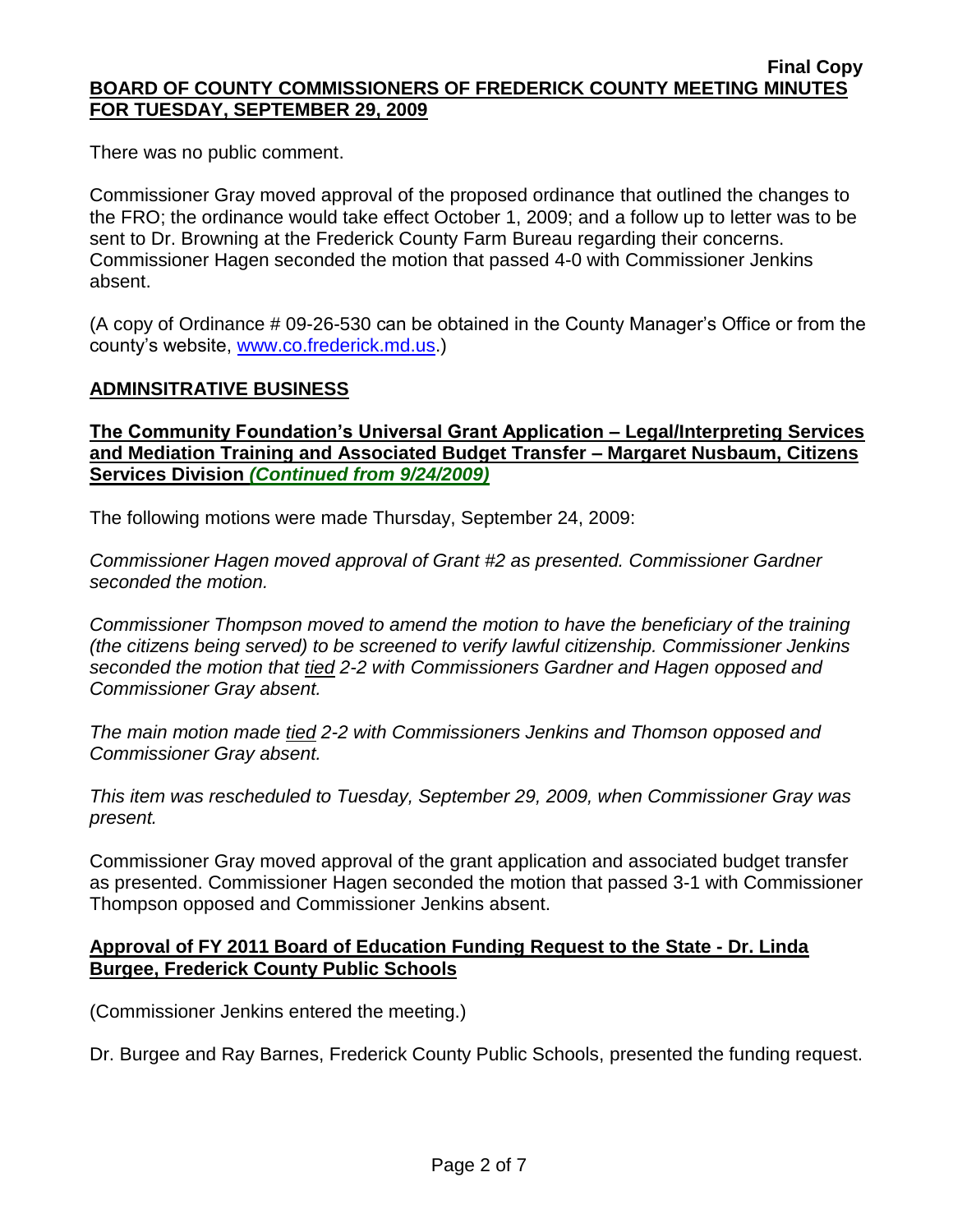There was no public comment.

Commissioner Gray moved approval of the proposed ordinance that outlined the changes to the FRO; the ordinance would take effect October 1, 2009; and a follow up to letter was to be sent to Dr. Browning at the Frederick County Farm Bureau regarding their concerns. Commissioner Hagen seconded the motion that passed 4-0 with Commissioner Jenkins absent.

(A copy of Ordinance # 09-26-530 can be obtained in the County Manager's Office or from the county's website, [www.co.frederick.md.us](http://www.co.frederick.md.us).)

## ADMINSITRATIVE BUSINESS

### The Community Foundation's Universal Grant Application – Legal/Interpreting Services and Mediation Training and Associated Budget Transfer – Margaret Nusbaum, Citizens Services Division *(Continued from 9/24/2009)*

The following motions were made Thursday, September 24, 2009:

*Commissioner Hagen moved approval of Grant #2 as presented. Commissioner Gardner seconded the motion.*

*Commissioner Thompson moved to amend the motion to have the beneficiary of the training (the citizens being served) to be screened to verify lawful citizenship. Commissioner Jenkins seconded the motion that tied 2-2 with Commissioners Gardner and Hagen opposed and Commissioner Gray absent.*

*The main motion made tied 2-2 with Commissioners Jenkins and Thomson opposed and Commissioner Gray absent.*

*This item was rescheduled to Tuesday, September 29, 2009, when Commissioner Gray was present.*

Commissioner Gray moved approval of the grant application and associated budget transfer as presented. Commissioner Hagen seconded the motion that passed 3-1 with Commissioner Thompson opposed and Commissioner Jenkins absent.

### Approval of FY 2011 Board of Education Funding Request to the State - Dr. Linda Burgee, Frederick County Public Schools

(Commissioner Jenkins entered the meeting.)

Dr. Burgee and Ray Barnes, Frederick County Public Schools, presented the funding request.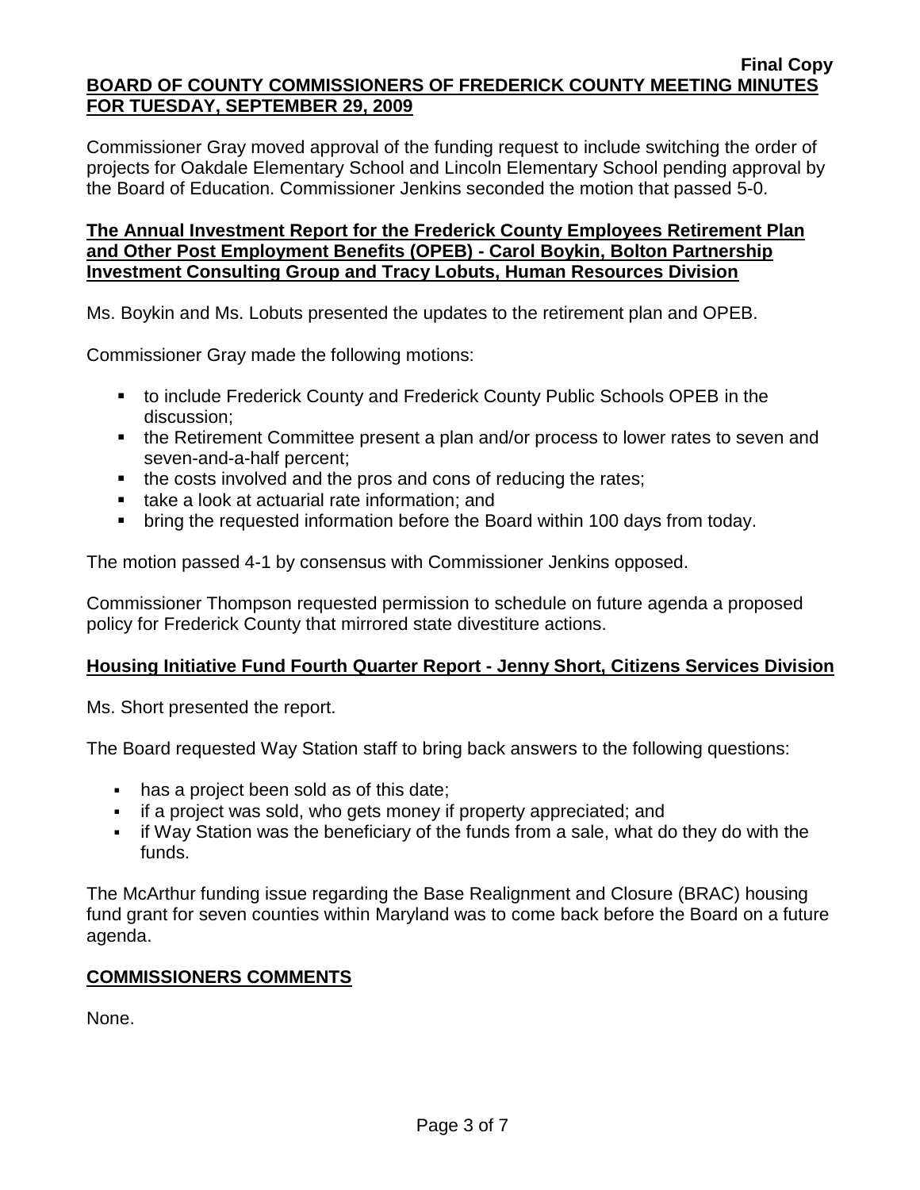Commissioner Gray moved approval of the funding request to include switching the order of projects for Oakdale Elementary School and Lincoln Elementary School pending approval by the Board of Education. Commissioner Jenkins seconded the motion that passed 5-0.

**The Annual Investment Report for the Frederick County Employees Retirement Plan and Other Post Employment Benefits (OPEB) - Carol Boykin, Bolton Partnership Investment Consulting Group and Tracy Lobuts, Human Resources Division**

Ms. Boykin and Ms. Lobuts presented the updates to the retirement plan and OPEB.

Commissioner Gray made the following motions:

- to include Frederick County and Frederick County Public Schools OPEB in the discussion;
- the Retirement Committee present a plan and/or process to lower rates to seven and seven-and-a-half percent;
- the costs involved and the pros and cons of reducing the rates;
- take a look at actuarial rate information; and
- bring the requested information before the Board within 100 days from today.

The motion passed 4-1 by consensus with Commissioner Jenkins opposed.

Commissioner Thompson requested permission to schedule on future agenda a proposed policy for Frederick County that mirrored state divestiture actions.

**Housing Initiative Fund Fourth Quarter Report - Jenny Short, Citizens Services Division**

Ms. Short presented the report.

The Board requested Way Station staff to bring back answers to the following questions:

- has a project been sold as of this date;
- if a project was sold, who gets money if property appreciated; and
- if Way Station was the beneficiary of the funds from a sale, what do they do with the funds.

The McArthur funding issue regarding the Base Realignment and Closure (BRAC) housing fund grant for seven counties within Maryland was to come back before the Board on a future agenda.

**COMMISSIONERS COMMENTS**

None.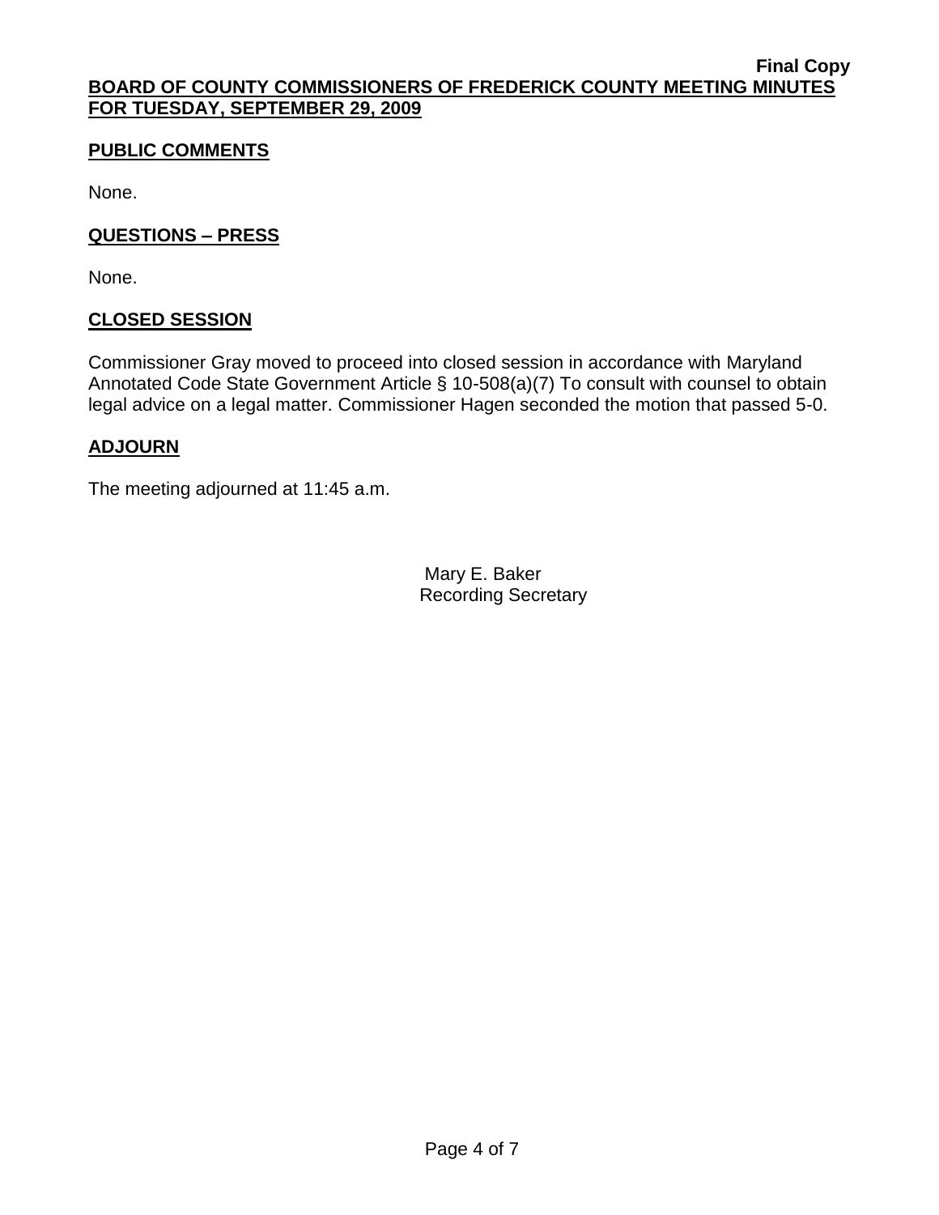**Final Copy**

**BOARD OF COUNTY COMMISSIONERS OF FREDERICK COUNTY MEETING MINUTES FOR TUESDAY, SEPTEMBER 29, 2009**

## PUBLIC COMMENTS

None.

## QUESTIONS – PRESS

None.

## CLOSED SESSION

Commissioner Gray moved to proceed into closed session in accordance with Maryland Annotated Code State Government Article § 10-508(a)(7) To consult with counsel to obtain legal advice on a legal matter. Commissioner Hagen seconded the motion that passed 5-0.

## ADJOURN

The meeting adjourned at 11:45 a.m.

Mary E. Baker
Recording Secretary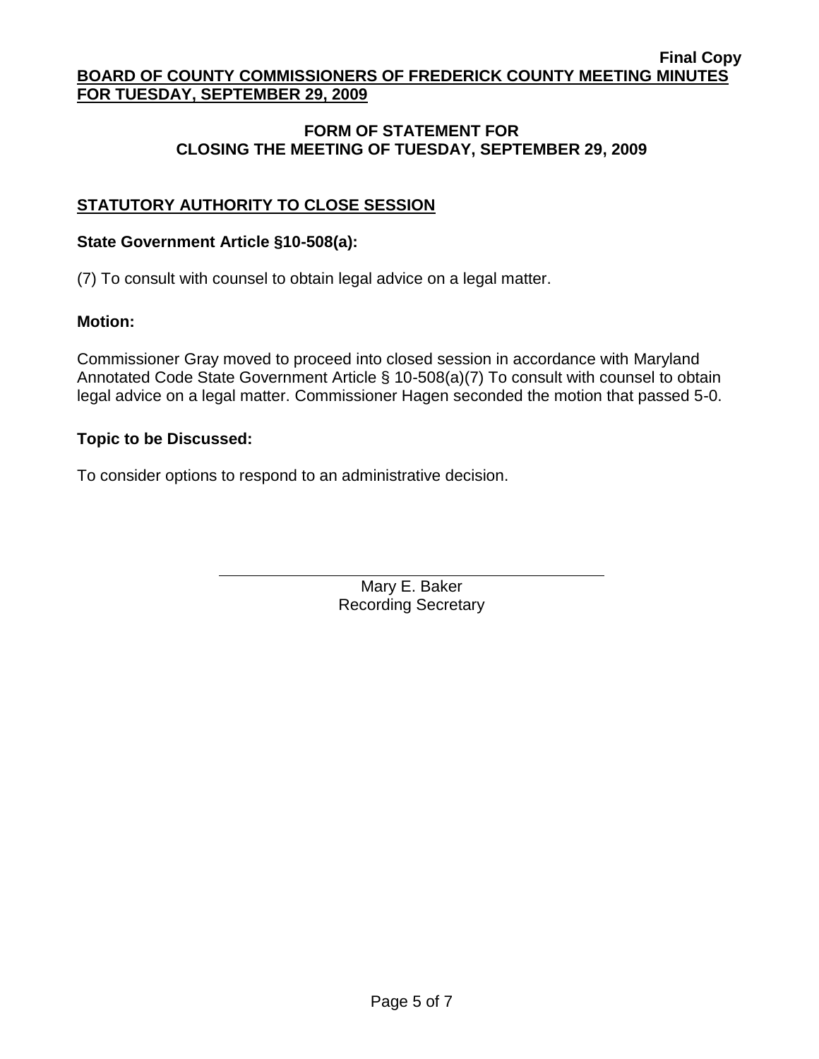## FORM OF STATEMENT FOR CLOSING THE MEETING OF TUESDAY, SEPTEMBER 29, 2009

### STATUTORY AUTHORITY TO CLOSE SESSION

**State Government Article §10-508(a):**

(7) To consult with counsel to obtain legal advice on a legal matter.

**Motion:**

Commissioner Gray moved to proceed into closed session in accordance with Maryland Annotated Code State Government Article § 10-508(a)(7) To consult with counsel to obtain legal advice on a legal matter. Commissioner Hagen seconded the motion that passed 5-0.

**Topic to be Discussed:**

To consider options to respond to an administrative decision.

Mary E. Baker
Recording Secretary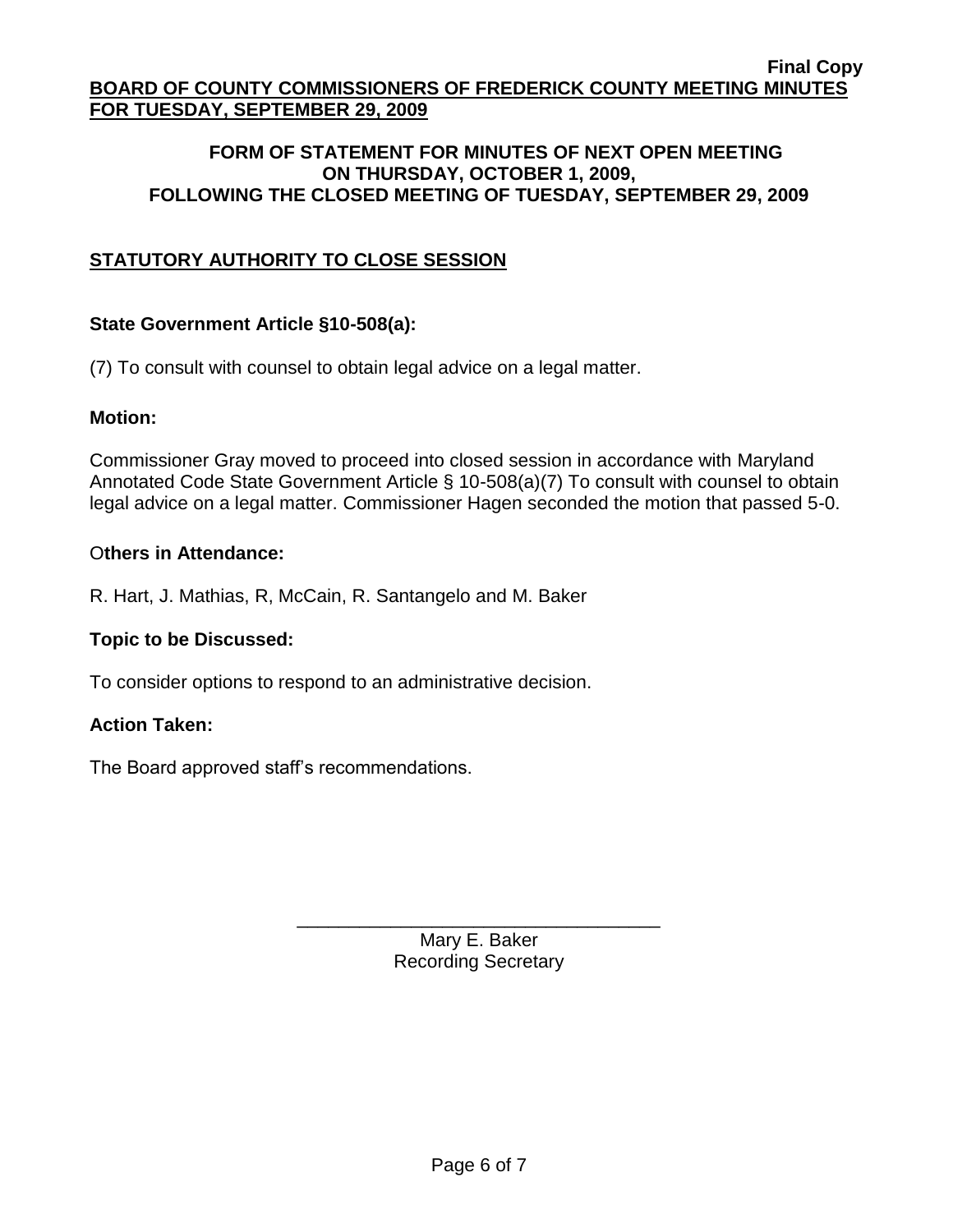**Final Copy**

**BOARD OF COUNTY COMMISSIONERS OF FREDERICK COUNTY MEETING MINUTES FOR TUESDAY, SEPTEMBER 29, 2009**

**FORM OF STATEMENT FOR MINUTES OF NEXT OPEN MEETING ON THURSDAY, OCTOBER 1, 2009, FOLLOWING THE CLOSED MEETING OF TUESDAY, SEPTEMBER 29, 2009**

## STATUTORY AUTHORITY TO CLOSE SESSION

**State Government Article §10-508(a):**

(7) To consult with counsel to obtain legal advice on a legal matter.

**Motion:**

Commissioner Gray moved to proceed into closed session in accordance with Maryland Annotated Code State Government Article § 10-508(a)(7) To consult with counsel to obtain legal advice on a legal matter. Commissioner Hagen seconded the motion that passed 5-0.

**Others in Attendance:**

R. Hart, J. Mathias, R, McCain, R. Santangelo and M. Baker

**Topic to be Discussed:**

To consider options to respond to an administrative decision.

**Action Taken:**

The Board approved staff's recommendations.

\_\_\_\_\_\_\_\_\_\_\_\_\_\_\_\_\_\_\_\_\_\_\_\_\_\_\_\_\_\_\_\_\_\_\_

Mary E. Baker
Recording Secretary